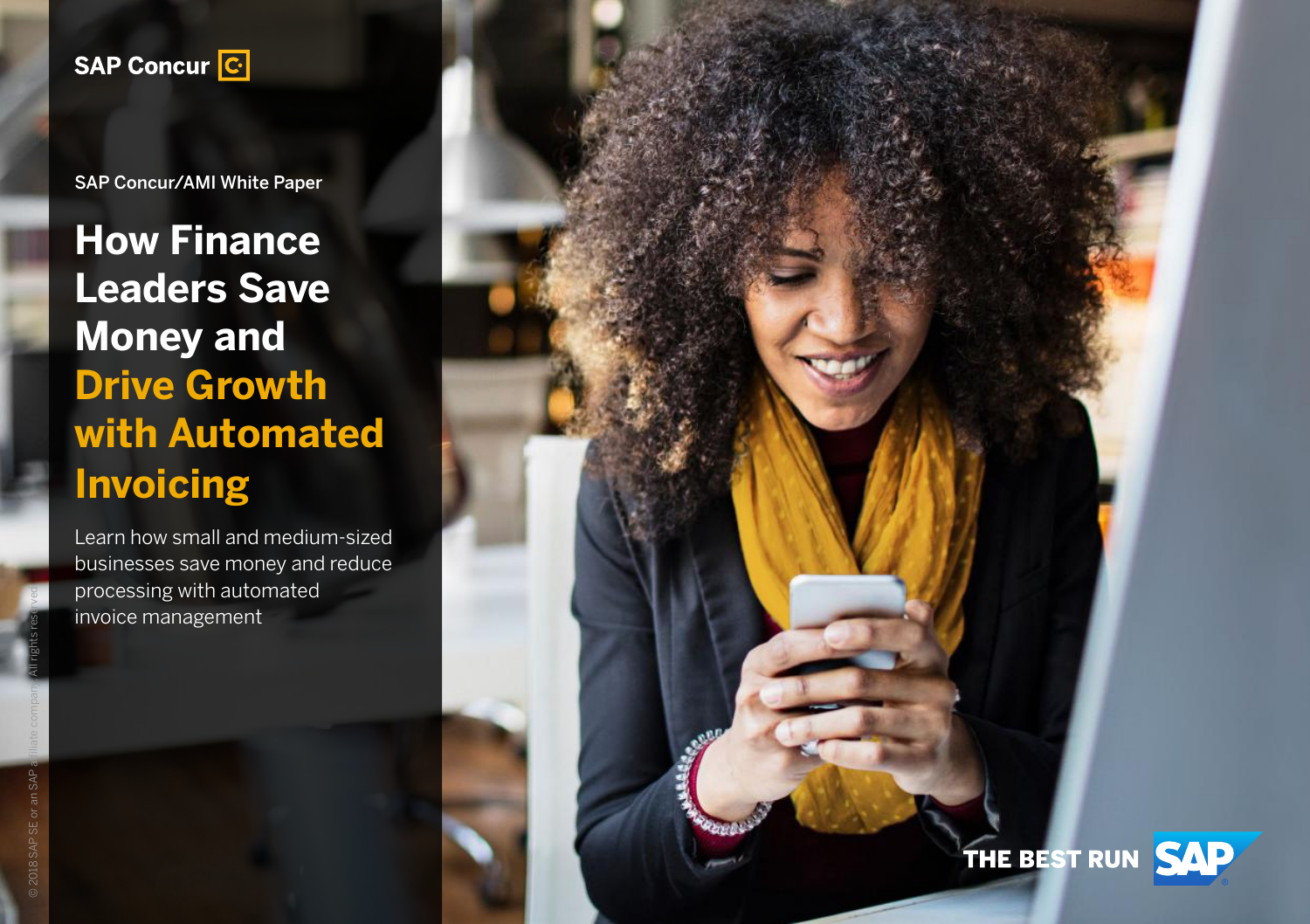SAP Concur

SAP Concur/AMI White Paper

# How Finance Leaders Save Money and Drive Growth with Automated Invoicing

Learn how small and medium-sized businesses save money and reduce processing with automated invoice management

© 2018 SAP SE or an SAP affiliate company. All rights reserved.

THE BEST RUN SAP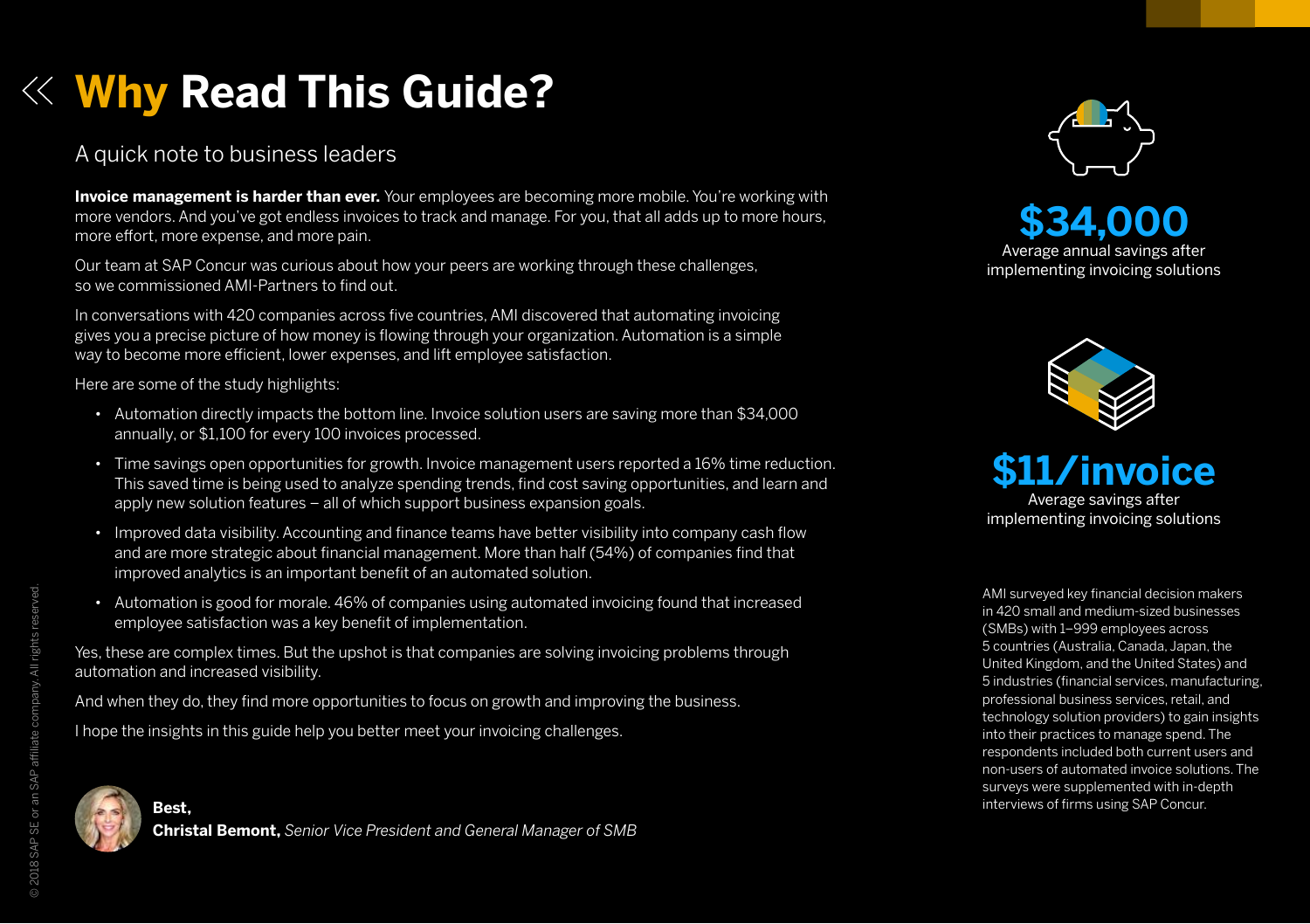# Why Read This Guide?

## A quick note to business leaders

**Invoice management is harder than ever.** Your employees are becoming more mobile. You're working with more vendors. And you've got endless invoices to track and manage. For you, that all adds up to more hours, more effort, more expense, and more pain.

Our team at SAP Concur was curious about how your peers are working through these challenges, so we commissioned AMI-Partners to find out.

In conversations with 420 companies across five countries, AMI discovered that automating invoicing gives you a precise picture of how money is flowing through your organization. Automation is a simple way to become more efficient, lower expenses, and lift employee satisfaction.

Here are some of the study highlights:

- Automation directly impacts the bottom line. Invoice solution users are saving more than $34,000 annually, or $1,100 for every 100 invoices processed.
- Time savings open opportunities for growth. Invoice management users reported a 16% time reduction. This saved time is being used to analyze spending trends, find cost saving opportunities, and learn and apply new solution features – all of which support business expansion goals.
- Improved data visibility. Accounting and finance teams have better visibility into company cash flow and are more strategic about financial management. More than half (54%) of companies find that improved analytics is an important benefit of an automated solution.
- Automation is good for morale. 46% of companies using automated invoicing found that increased employee satisfaction was a key benefit of implementation.

Yes, these are complex times. But the upshot is that companies are solving invoicing problems through automation and increased visibility.

And when they do, they find more opportunities to focus on growth and improving the business.

I hope the insights in this guide help you better meet your invoicing challenges.

**Best,**
**Christal Bemont,** *Senior Vice President and General Manager of SMB*

**$34,000**
Average annual savings after implementing invoicing solutions

**$11/invoice**
Average savings after implementing invoicing solutions

AMI surveyed key financial decision makers in 420 small and medium-sized businesses (SMBs) with 1–999 employees across 5 countries (Australia, Canada, Japan, the United Kingdom, and the United States) and 5 industries (financial services, manufacturing, professional business services, retail, and technology solution providers) to gain insights into their practices to manage spend. The respondents included both current users and non-users of automated invoice solutions. The surveys were supplemented with in-depth interviews of firms using SAP Concur.

© 2018 SAP SE or an SAP affiliate company. All rights reserved.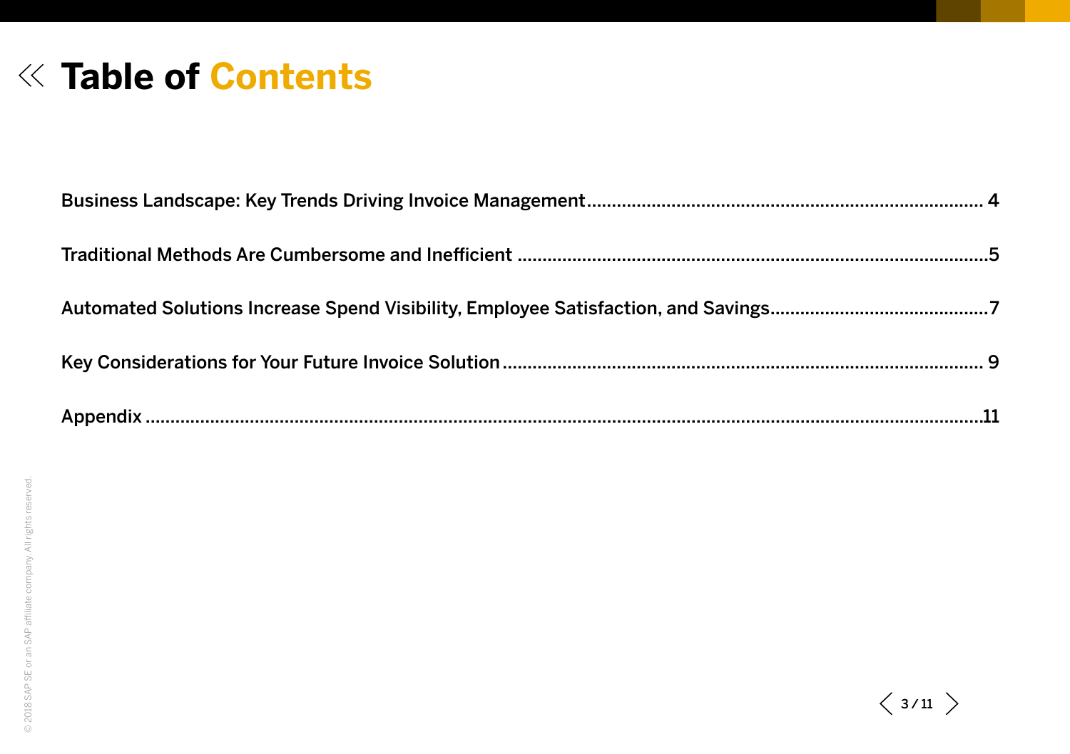# Table of Contents

Business Landscape: Key Trends Driving Invoice Management .......... 4

Traditional Methods Are Cumbersome and Inefficient .......... 5

Automated Solutions Increase Spend Visibility, Employee Satisfaction, and Savings .......... 7

Key Considerations for Your Future Invoice Solution .......... 9

Appendix .......... 11

© 2018 SAP SE or an SAP affiliate company. All rights reserved.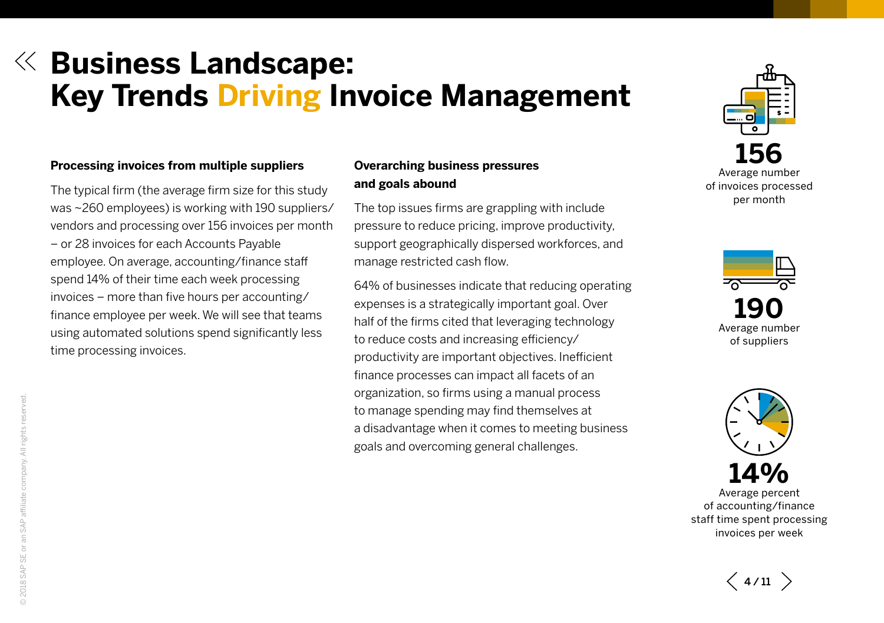# Business Landscape: Key Trends Driving Invoice Management

### Processing invoices from multiple suppliers

The typical firm (the average firm size for this study was ~260 employees) is working with 190 suppliers/vendors and processing over 156 invoices per month – or 28 invoices for each Accounts Payable employee. On average, accounting/finance staff spend 14% of their time each week processing invoices – more than five hours per accounting/finance employee per week. We will see that teams using automated solutions spend significantly less time processing invoices.

### Overarching business pressures and goals abound

The top issues firms are grappling with include pressure to reduce pricing, improve productivity, support geographically dispersed workforces, and manage restricted cash flow.

64% of businesses indicate that reducing operating expenses is a strategically important goal. Over half of the firms cited that leveraging technology to reduce costs and increasing efficiency/productivity are important objectives. Inefficient finance processes can impact all facets of an organization, so firms using a manual process to manage spending may find themselves at a disadvantage when it comes to meeting business goals and overcoming general challenges.

**156**
Average number of invoices processed per month

**190**
Average number of suppliers

**14%**
Average percent of accounting/finance staff time spent processing invoices per week

© 2018 SAP SE or an SAP affiliate company. All rights reserved.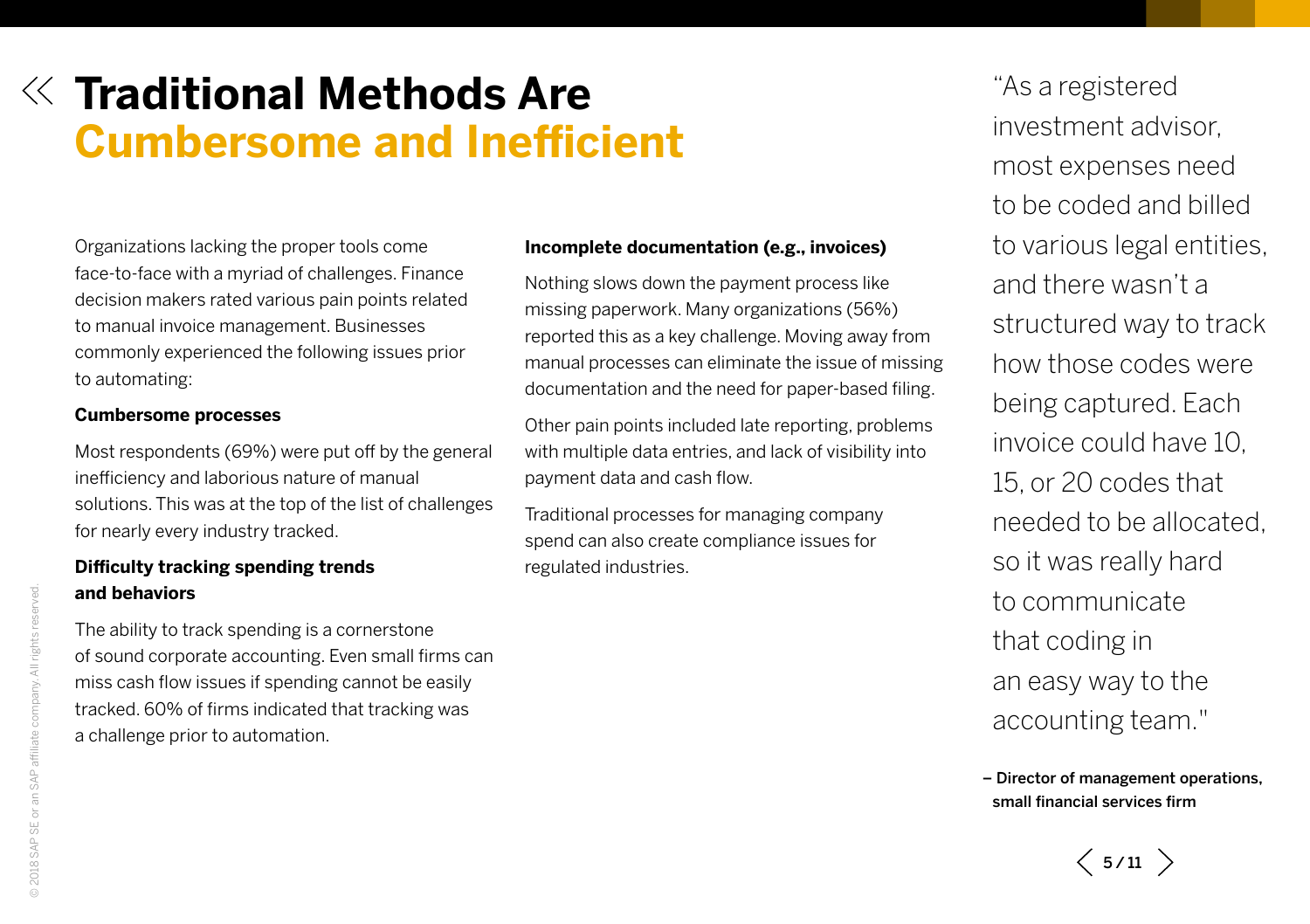# Traditional Methods Are Cumbersome and Inefficient

Organizations lacking the proper tools come face-to-face with a myriad of challenges. Finance decision makers rated various pain points related to manual invoice management. Businesses commonly experienced the following issues prior to automating:

**Cumbersome processes**

Most respondents (69%) were put off by the general inefficiency and laborious nature of manual solutions. This was at the top of the list of challenges for nearly every industry tracked.

**Difficulty tracking spending trends and behaviors**

The ability to track spending is a cornerstone of sound corporate accounting. Even small firms can miss cash flow issues if spending cannot be easily tracked. 60% of firms indicated that tracking was a challenge prior to automation.

**Incomplete documentation (e.g., invoices)**

Nothing slows down the payment process like missing paperwork. Many organizations (56%) reported this as a key challenge. Moving away from manual processes can eliminate the issue of missing documentation and the need for paper-based filing.

Other pain points included late reporting, problems with multiple data entries, and lack of visibility into payment data and cash flow.

Traditional processes for managing company spend can also create compliance issues for regulated industries.

> "As a registered investment advisor, most expenses need to be coded and billed to various legal entities, and there wasn't a structured way to track how those codes were being captured. Each invoice could have 10, 15, or 20 codes that needed to be allocated, so it was really hard to communicate that coding in an easy way to the accounting team."
>
> **– Director of management operations, small financial services firm**

© 2018 SAP SE or an SAP affiliate company. All rights reserved.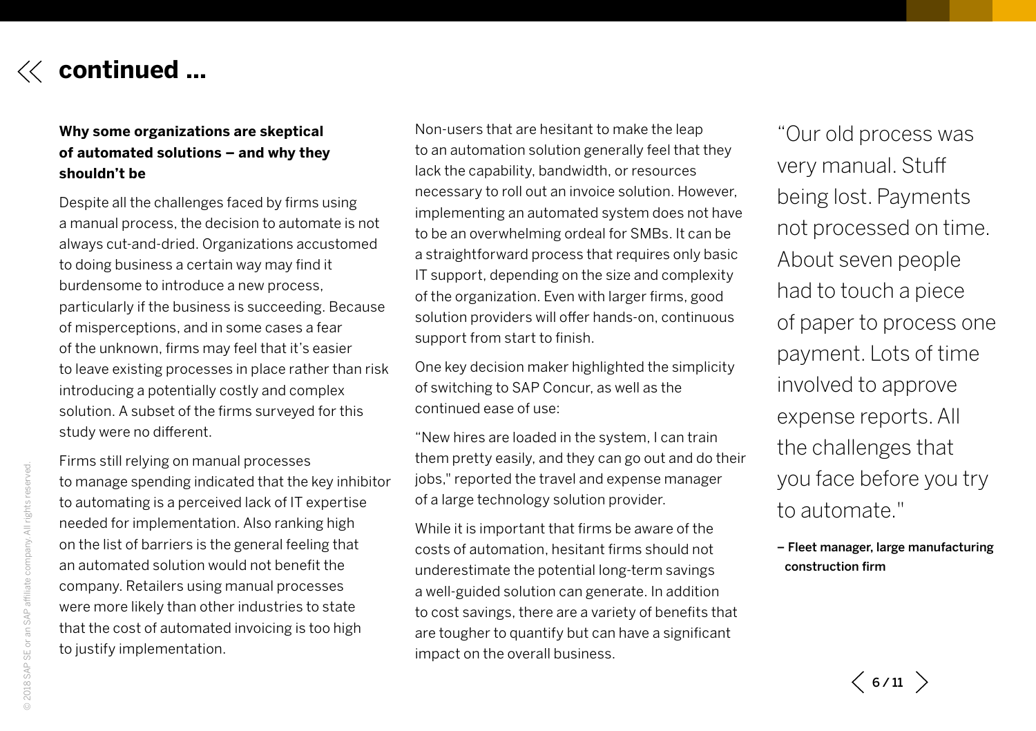# continued ...

### Why some organizations are skeptical of automated solutions – and why they shouldn't be

Despite all the challenges faced by firms using a manual process, the decision to automate is not always cut-and-dried. Organizations accustomed to doing business a certain way may find it burdensome to introduce a new process, particularly if the business is succeeding. Because of misperceptions, and in some cases a fear of the unknown, firms may feel that it's easier to leave existing processes in place rather than risk introducing a potentially costly and complex solution. A subset of the firms surveyed for this study were no different.

Firms still relying on manual processes to manage spending indicated that the key inhibitor to automating is a perceived lack of IT expertise needed for implementation. Also ranking high on the list of barriers is the general feeling that an automated solution would not benefit the company. Retailers using manual processes were more likely than other industries to state that the cost of automated invoicing is too high to justify implementation.

Non-users that are hesitant to make the leap to an automation solution generally feel that they lack the capability, bandwidth, or resources necessary to roll out an invoice solution. However, implementing an automated system does not have to be an overwhelming ordeal for SMBs. It can be a straightforward process that requires only basic IT support, depending on the size and complexity of the organization. Even with larger firms, good solution providers will offer hands-on, continuous support from start to finish.

One key decision maker highlighted the simplicity of switching to SAP Concur, as well as the continued ease of use:

"New hires are loaded in the system, I can train them pretty easily, and they can go out and do their jobs," reported the travel and expense manager of a large technology solution provider.

While it is important that firms be aware of the costs of automation, hesitant firms should not underestimate the potential long-term savings a well-guided solution can generate. In addition to cost savings, there are a variety of benefits that are tougher to quantify but can have a significant impact on the overall business.

> "Our old process was very manual. Stuff being lost. Payments not processed on time. About seven people had to touch a piece of paper to process one payment. Lots of time involved to approve expense reports. All the challenges that you face before you try to automate."
>
> **– Fleet manager, large manufacturing construction firm**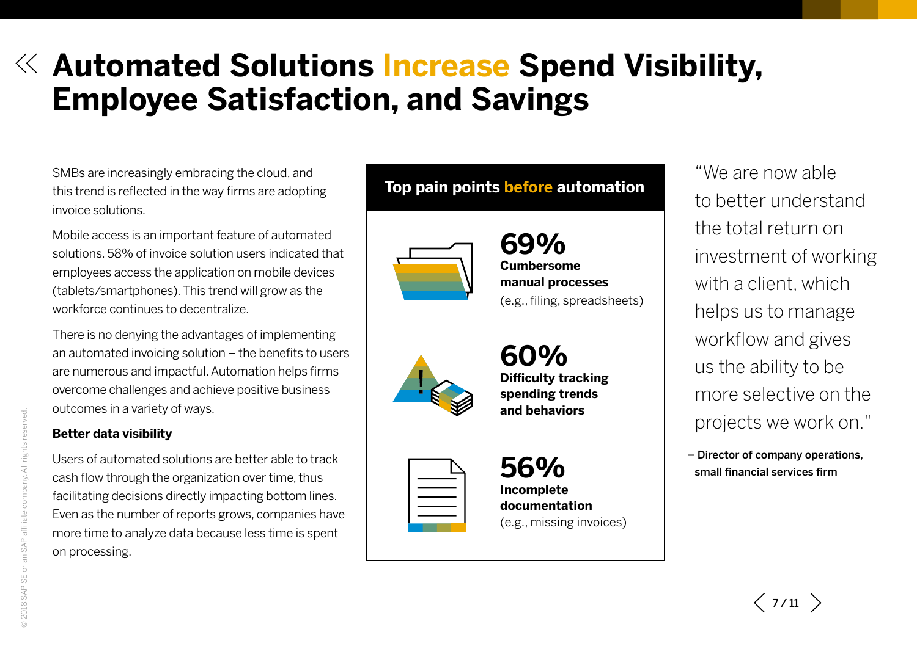# Automated Solutions Increase Spend Visibility, Employee Satisfaction, and Savings

SMBs are increasingly embracing the cloud, and this trend is reflected in the way firms are adopting invoice solutions.

Mobile access is an important feature of automated solutions. 58% of invoice solution users indicated that employees access the application on mobile devices (tablets/smartphones). This trend will grow as the workforce continues to decentralize.

There is no denying the advantages of implementing an automated invoicing solution – the benefits to users are numerous and impactful. Automation helps firms overcome challenges and achieve positive business outcomes in a variety of ways.

**Better data visibility**

Users of automated solutions are better able to track cash flow through the organization over time, thus facilitating decisions directly impacting bottom lines. Even as the number of reports grows, companies have more time to analyze data because less time is spent on processing.

## Top pain points before automation

**69%**
**Cumbersome manual processes**
(e.g., filing, spreadsheets)

**60%**
**Difficulty tracking spending trends and behaviors**

**56%**
**Incomplete documentation**
(e.g., missing invoices)

"We are now able to better understand the total return on investment of working with a client, which helps us to manage workflow and gives us the ability to be more selective on the projects we work on."

**– Director of company operations, small financial services firm**

© 2018 SAP SE or an SAP affiliate company. All rights reserved.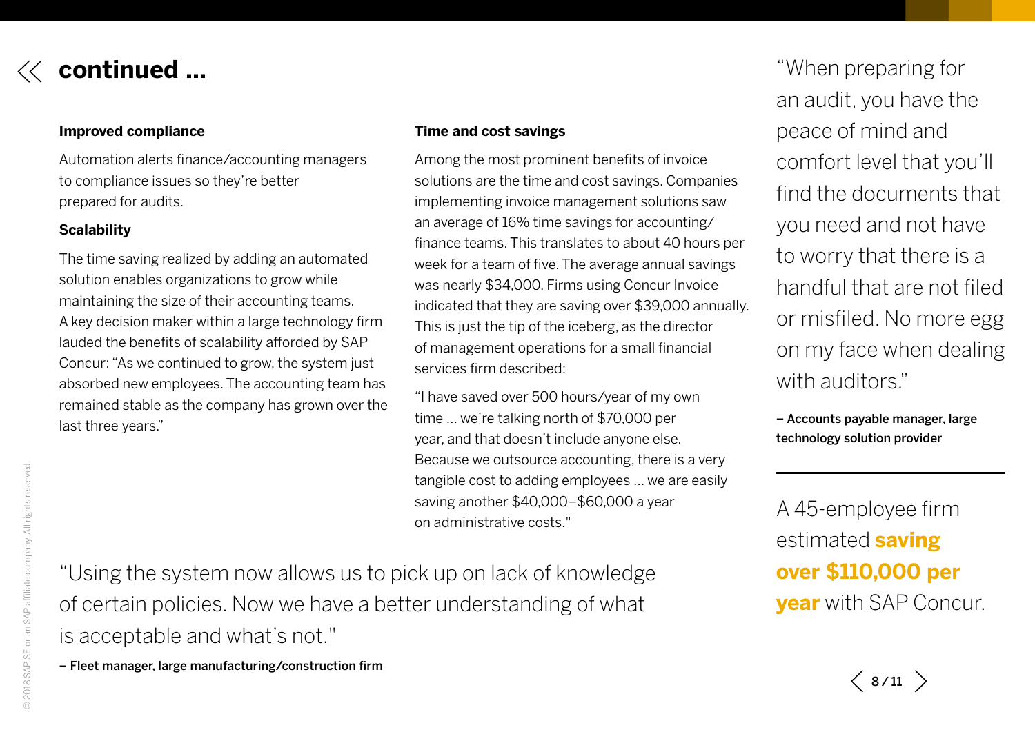# continued ...

### Improved compliance

Automation alerts finance/accounting managers to compliance issues so they're better prepared for audits.

### Scalability

The time saving realized by adding an automated solution enables organizations to grow while maintaining the size of their accounting teams. A key decision maker within a large technology firm lauded the benefits of scalability afforded by SAP Concur: "As we continued to grow, the system just absorbed new employees. The accounting team has remained stable as the company has grown over the last three years."

### Time and cost savings

Among the most prominent benefits of invoice solutions are the time and cost savings. Companies implementing invoice management solutions saw an average of 16% time savings for accounting/finance teams. This translates to about 40 hours per week for a team of five. The average annual savings was nearly $34,000. Firms using Concur Invoice indicated that they are saving over $39,000 annually. This is just the tip of the iceberg, as the director of management operations for a small financial services firm described:

"I have saved over 500 hours/year of my own time ... we're talking north of $70,000 per year, and that doesn't include anyone else. Because we outsource accounting, there is a very tangible cost to adding employees ... we are easily saving another $40,000–$60,000 a year on administrative costs."

"Using the system now allows us to pick up on lack of knowledge of certain policies. Now we have a better understanding of what is acceptable and what's not."

**– Fleet manager, large manufacturing/construction firm**

"When preparing for an audit, you have the peace of mind and comfort level that you'll find the documents that you need and not have to worry that there is a handful that are not filed or misfiled. No more egg on my face when dealing with auditors."

**– Accounts payable manager, large technology solution provider**

---

A 45-employee firm estimated **saving over $110,000 per year** with SAP Concur.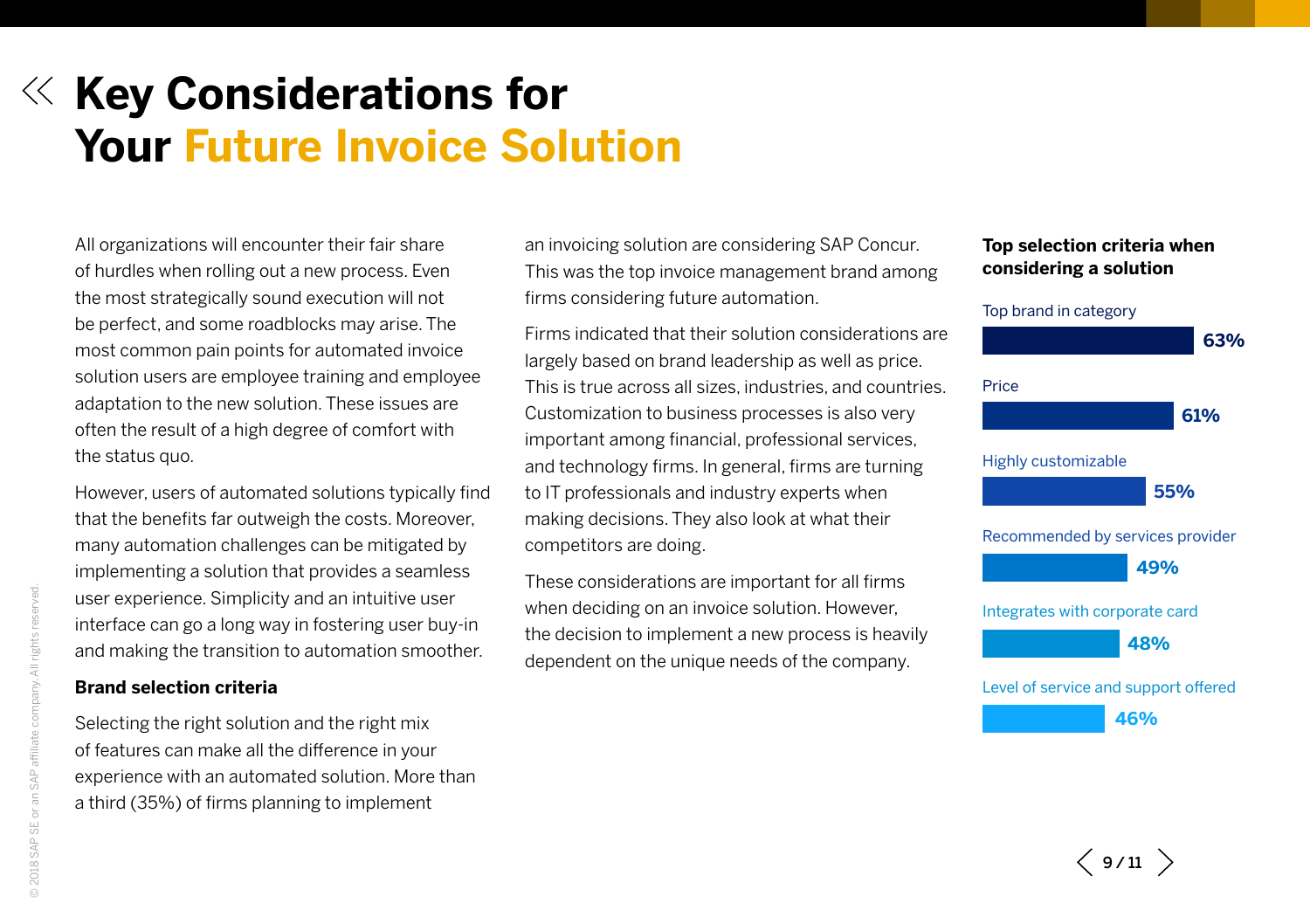# Key Considerations for Your Future Invoice Solution

All organizations will encounter their fair share of hurdles when rolling out a new process. Even the most strategically sound execution will not be perfect, and some roadblocks may arise. The most common pain points for automated invoice solution users are employee training and employee adaptation to the new solution. These issues are often the result of a high degree of comfort with the status quo.

However, users of automated solutions typically find that the benefits far outweigh the costs. Moreover, many automation challenges can be mitigated by implementing a solution that provides a seamless user experience. Simplicity and an intuitive user interface can go a long way in fostering user buy-in and making the transition to automation smoother.

### Brand selection criteria

Selecting the right solution and the right mix of features can make all the difference in your experience with an automated solution. More than a third (35%) of firms planning to implement an invoicing solution are considering SAP Concur. This was the top invoice management brand among firms considering future automation.

Firms indicated that their solution considerations are largely based on brand leadership as well as price. This is true across all sizes, industries, and countries. Customization to business processes is also very important among financial, professional services, and technology firms. In general, firms are turning to IT professionals and industry experts when making decisions. They also look at what their competitors are doing.

These considerations are important for all firms when deciding on an invoice solution. However, the decision to implement a new process is heavily dependent on the unique needs of the company.

**Top selection criteria when considering a solution**

| Criterion | Percentage |
|---|---|
| Top brand in category | 63% |
| Price | 61% |
| Highly customizable | 55% |
| Recommended by services provider | 49% |
| Integrates with corporate card | 48% |
| Level of service and support offered | 46% |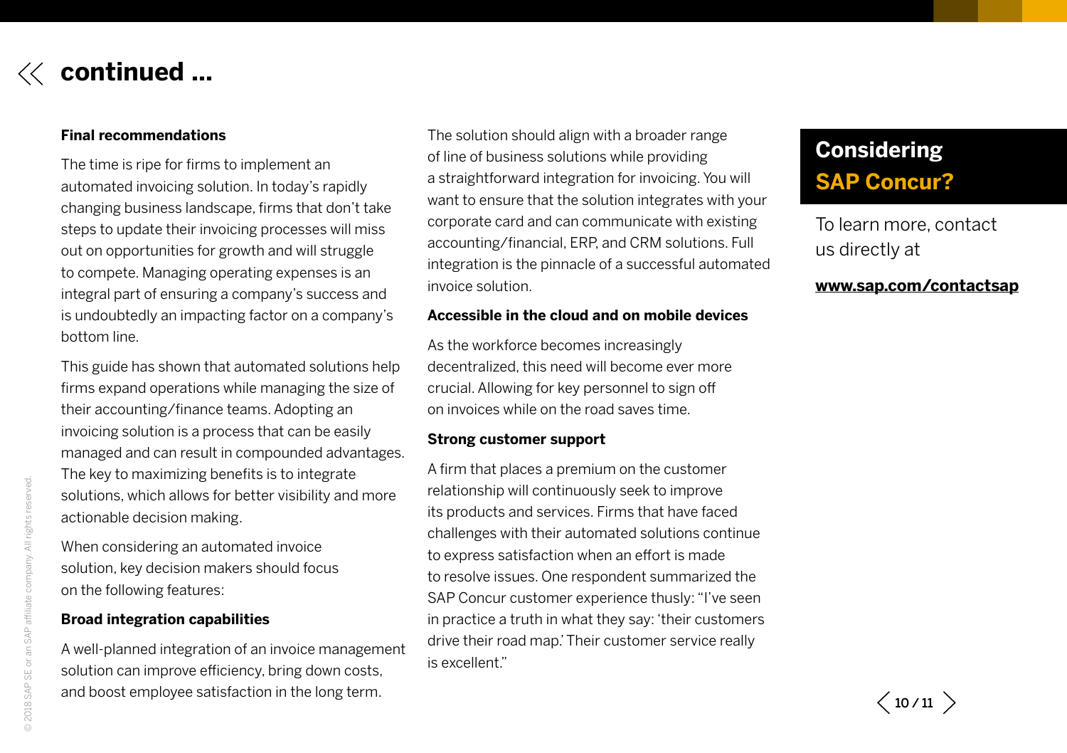# continued ...

### Final recommendations

The time is ripe for firms to implement an automated invoicing solution. In today's rapidly changing business landscape, firms that don't take steps to update their invoicing processes will miss out on opportunities for growth and will struggle to compete. Managing operating expenses is an integral part of ensuring a company's success and is undoubtedly an impacting factor on a company's bottom line.

This guide has shown that automated solutions help firms expand operations while managing the size of their accounting/finance teams. Adopting an invoicing solution is a process that can be easily managed and can result in compounded advantages. The key to maximizing benefits is to integrate solutions, which allows for better visibility and more actionable decision making.

When considering an automated invoice solution, key decision makers should focus on the following features:

### Broad integration capabilities

A well-planned integration of an invoice management solution can improve efficiency, bring down costs, and boost employee satisfaction in the long term. The solution should align with a broader range of line of business solutions while providing a straightforward integration for invoicing. You will want to ensure that the solution integrates with your corporate card and can communicate with existing accounting/financial, ERP, and CRM solutions. Full integration is the pinnacle of a successful automated invoice solution.

### Accessible in the cloud and on mobile devices

As the workforce becomes increasingly decentralized, this need will become ever more crucial. Allowing for key personnel to sign off on invoices while on the road saves time.

### Strong customer support

A firm that places a premium on the customer relationship will continuously seek to improve its products and services. Firms that have faced challenges with their automated solutions continue to express satisfaction when an effort is made to resolve issues. One respondent summarized the SAP Concur customer experience thusly: "I've seen in practice a truth in what they say: 'their customers drive their road map.' Their customer service really is excellent."

## Considering SAP Concur?

To learn more, contact us directly at

**www.sap.com/contactsap**

© 2018 SAP SE or an SAP affiliate company. All rights reserved.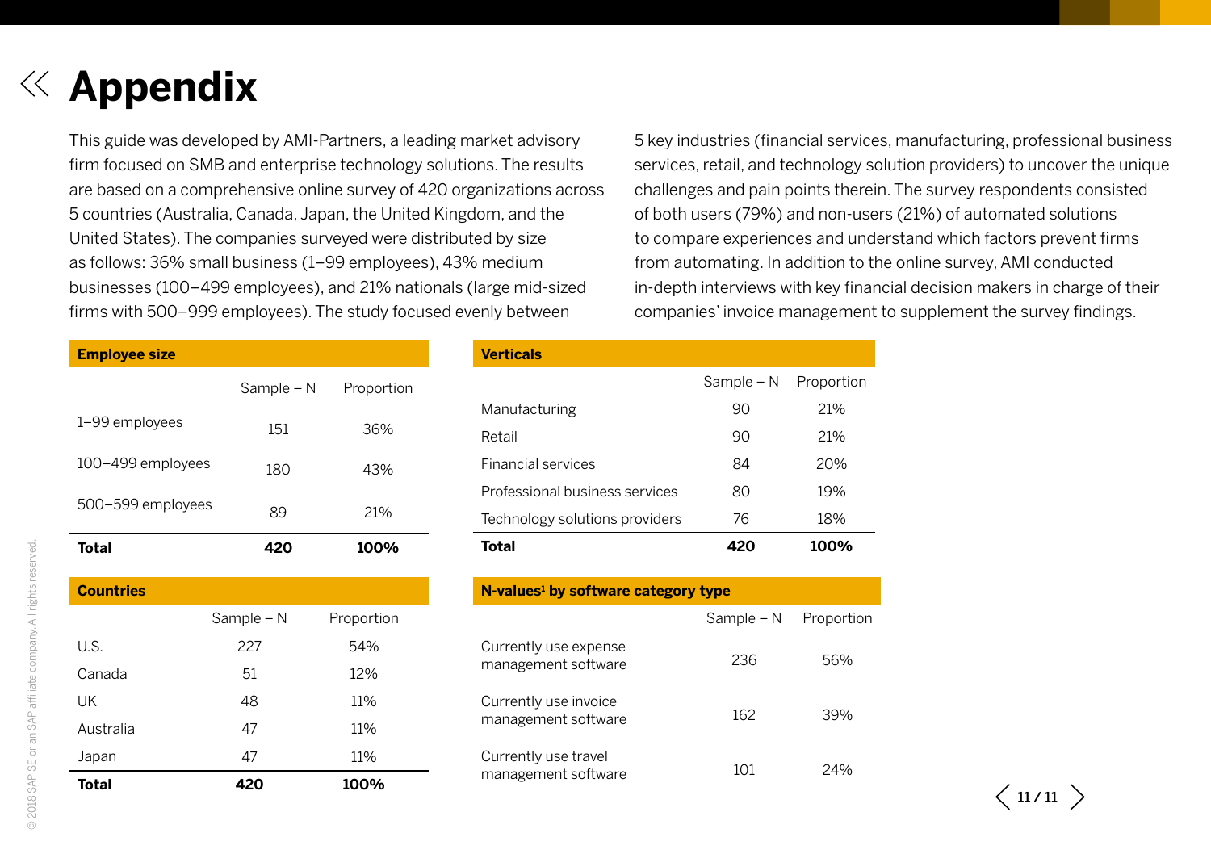# Appendix

This guide was developed by AMI-Partners, a leading market advisory firm focused on SMB and enterprise technology solutions. The results are based on a comprehensive online survey of 420 organizations across 5 countries (Australia, Canada, Japan, the United Kingdom, and the United States). The companies surveyed were distributed by size as follows: 36% small business (1–99 employees), 43% medium businesses (100–499 employees), and 21% nationals (large mid-sized firms with 500–999 employees). The study focused evenly between 5 key industries (financial services, manufacturing, professional business services, retail, and technology solution providers) to uncover the unique challenges and pain points therein. The survey respondents consisted of both users (79%) and non-users (21%) of automated solutions to compare experiences and understand which factors prevent firms from automating. In addition to the online survey, AMI conducted in-depth interviews with key financial decision makers in charge of their companies' invoice management to supplement the survey findings.

| Employee size | Sample – N | Proportion |
|---|---|---|
| 1–99 employees | 151 | 36% |
| 100–499 employees | 180 | 43% |
| 500–599 employees | 89 | 21% |
| **Total** | **420** | **100%** |

| Countries | Sample – N | Proportion |
|---|---|---|
| U.S. | 227 | 54% |
| Canada | 51 | 12% |
| UK | 48 | 11% |
| Australia | 47 | 11% |
| Japan | 47 | 11% |
| **Total** | **420** | **100%** |

| Verticals | Sample – N | Proportion |
|---|---|---|
| Manufacturing | 90 | 21% |
| Retail | 90 | 21% |
| Financial services | 84 | 20% |
| Professional business services | 80 | 19% |
| Technology solutions providers | 76 | 18% |
| **Total** | **420** | **100%** |

| N-values[1] by software category type | Sample – N | Proportion |
|---|---|---|
| Currently use expense management software | 236 | 56% |
| Currently use invoice management software | 162 | 39% |
| Currently use travel management software | 101 | 24% |

© 2018 SAP SE or an SAP affiliate company. All rights reserved.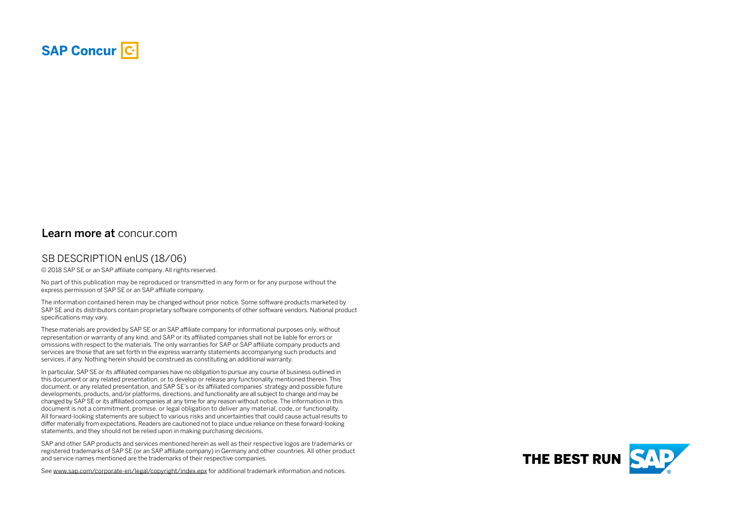SAP Concur

**Learn more at** concur.com

SB DESCRIPTION enUS (18/06)

© 2018 SAP SE or an SAP affiliate company. All rights reserved.

No part of this publication may be reproduced or transmitted in any form or for any purpose without the express permission of SAP SE or an SAP affiliate company.

The information contained herein may be changed without prior notice. Some software products marketed by SAP SE and its distributors contain proprietary software components of other software vendors. National product specifications may vary.

These materials are provided by SAP SE or an SAP affiliate company for informational purposes only, without representation or warranty of any kind, and SAP or its affiliated companies shall not be liable for errors or omissions with respect to the materials. The only warranties for SAP or SAP affiliate company products and services are those that are set forth in the express warranty statements accompanying such products and services, if any. Nothing herein should be construed as constituting an additional warranty.

In particular, SAP SE or its affiliated companies have no obligation to pursue any course of business outlined in this document or any related presentation, or to develop or release any functionality mentioned therein. This document, or any related presentation, and SAP SE's or its affiliated companies' strategy and possible future developments, products, and/or platforms, directions, and functionality are all subject to change and may be changed by SAP SE or its affiliated companies at any time for any reason without notice. The information in this document is not a commitment, promise, or legal obligation to deliver any material, code, or functionality. All forward-looking statements are subject to various risks and uncertainties that could cause actual results to differ materially from expectations. Readers are cautioned not to place undue reliance on these forward-looking statements, and they should not be relied upon in making purchasing decisions.

SAP and other SAP products and services mentioned herein as well as their respective logos are trademarks or registered trademarks of SAP SE (or an SAP affiliate company) in Germany and other countries. All other product and service names mentioned are the trademarks of their respective companies.

See www.sap.com/corporate-en/legal/copyright/index.epx for additional trademark information and notices.

THE BEST RUN SAP